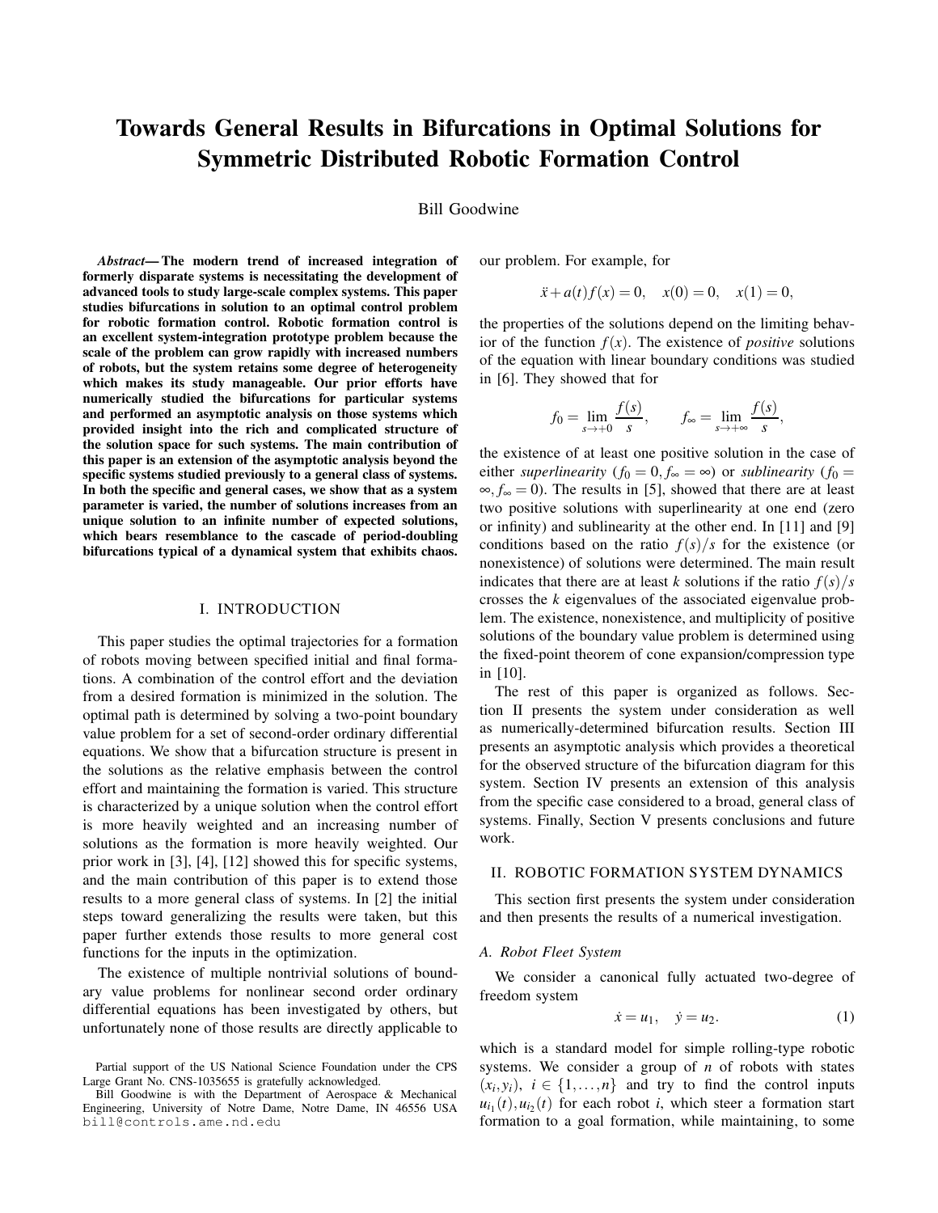# Towards General Results in Bifurcations in Optimal Solutions for Symmetric Distributed Robotic Formation Control

Bill Goodwine

***Abstract*— The modern trend of increased integration of formerly disparate systems is necessitating the development of advanced tools to study large-scale complex systems. This paper studies bifurcations in solution to an optimal control problem for robotic formation control. Robotic formation control is an excellent system-integration prototype problem because the scale of the problem can grow rapidly with increased numbers of robots, but the system retains some degree of heterogeneity which makes its study manageable. Our prior efforts have numerically studied the bifurcations for particular systems and performed an asymptotic analysis on those systems which provided insight into the rich and complicated structure of the solution space for such systems. The main contribution of this paper is an extension of the asymptotic analysis beyond the specific systems studied previously to a general class of systems. In both the specific and general cases, we show that as a system parameter is varied, the number of solutions increases from an unique solution to an infinite number of expected solutions, which bears resemblance to the cascade of period-doubling bifurcations typical of a dynamical system that exhibits chaos.**

## I. INTRODUCTION

This paper studies the optimal trajectories for a formation of robots moving between specified initial and final formations. A combination of the control effort and the deviation from a desired formation is minimized in the solution. The optimal path is determined by solving a two-point boundary value problem for a set of second-order ordinary differential equations. We show that a bifurcation structure is present in the solutions as the relative emphasis between the control effort and maintaining the formation is varied. This structure is characterized by a unique solution when the control effort is more heavily weighted and an increasing number of solutions as the formation is more heavily weighted. Our prior work in [3], [4], [12] showed this for specific systems, and the main contribution of this paper is to extend those results to a more general class of systems. In [2] the initial steps toward generalizing the results were taken, but this paper further extends those results to more general cost functions for the inputs in the optimization.

The existence of multiple nontrivial solutions of boundary value problems for nonlinear second order ordinary differential equations has been investigated by others, but unfortunately none of those results are directly applicable to our problem. For example, for

$$\ddot{x} + a(t)f(x) = 0, \quad x(0) = 0, \quad x(1) = 0,$$

the properties of the solutions depend on the limiting behavior of the function $f(x)$. The existence of *positive* solutions of the equation with linear boundary conditions was studied in [6]. They showed that for

$$f_0 = \lim_{s \to +0} \frac{f(s)}{s}, \qquad f_\infty = \lim_{s \to +\infty} \frac{f(s)}{s},$$

the existence of at least one positive solution in the case of either *superlinearity* ($f_0 = 0, f_\infty = \infty$) or *sublinearity* ($f_0 = \infty, f_\infty = 0$). The results in [5], showed that there are at least two positive solutions with superlinearity at one end (zero or infinity) and sublinearity at the other end. In [11] and [9] conditions based on the ratio $f(s)/s$ for the existence (or nonexistence) of solutions were determined. The main result indicates that there are at least $k$ solutions if the ratio $f(s)/s$ crosses the $k$ eigenvalues of the associated eigenvalue problem. The existence, nonexistence, and multiplicity of positive solutions of the boundary value problem is determined using the fixed-point theorem of cone expansion/compression type in [10].

The rest of this paper is organized as follows. Section II presents the system under consideration as well as numerically-determined bifurcation results. Section III presents an asymptotic analysis which provides a theoretical for the observed structure of the bifurcation diagram for this system. Section IV presents an extension of this analysis from the specific case considered to a broad, general class of systems. Finally, Section V presents conclusions and future work.

## II. ROBOTIC FORMATION SYSTEM DYNAMICS

This section first presents the system under consideration and then presents the results of a numerical investigation.

### A. Robot Fleet System

We consider a canonical fully actuated two-degree of freedom system

$$\dot{x} = u_1, \quad \dot{y} = u_2. \tag{1}$$

which is a standard model for simple rolling-type robotic systems. We consider a group of $n$ of robots with states $(x_i, y_i)$, $i \in \{1, \ldots, n\}$ and try to find the control inputs $u_{i_1}(t), u_{i_2}(t)$ for each robot $i$, which steer a formation start formation to a goal formation, while maintaining, to some

Partial support of the US National Science Foundation under the CPS Large Grant No. CNS-1035655 is gratefully acknowledged.

Bill Goodwine is with the Department of Aerospace & Mechanical Engineering, University of Notre Dame, Notre Dame, IN 46556 USA bill@controls.ame.nd.edu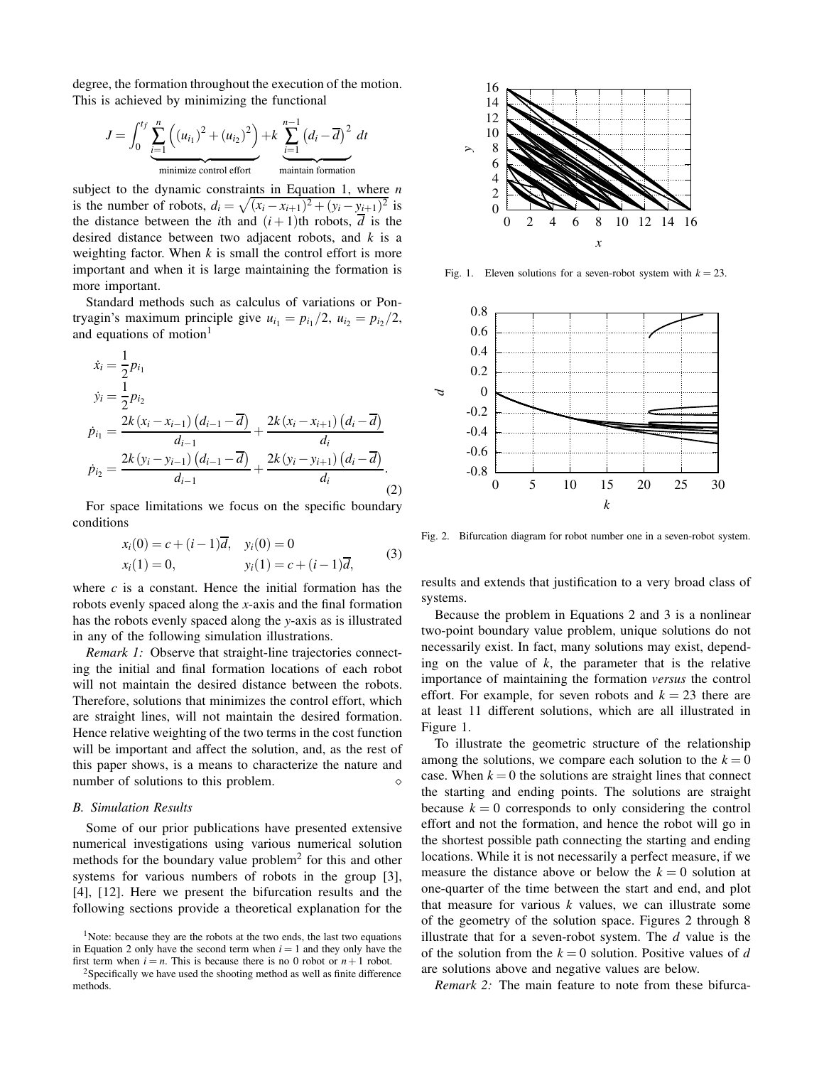degree, the formation throughout the execution of the motion. This is achieved by minimizing the functional

$$J = \int_0^{t_f} \underbrace{\sum_{i=1}^{n} \left( (u_{i_1})^2 + (u_{i_2})^2 \right)}_{\text{minimize control effort}} + k \underbrace{\sum_{i=1}^{n-1} \left( d_i - \overline{d} \right)^2}_{\text{maintain formation}} \, dt$$

subject to the dynamic constraints in Equation 1, where $n$ is the number of robots, $d_i = \sqrt{(x_i - x_{i+1})^2 + (y_i - y_{i+1})^2}$ is the distance between the $i$th and $(i+1)$th robots, $\overline{d}$ is the desired distance between two adjacent robots, and $k$ is a weighting factor. When $k$ is small the control effort is more important and when it is large maintaining the formation is more important.

Standard methods such as calculus of variations or Pontryagin's maximum principle give $u_{i_1} = p_{i_1}/2$, $u_{i_2} = p_{i_2}/2$, and equations of motion[1]

$$\begin{aligned}
\dot{x}_i &= \frac{1}{2} p_{i_1} \\
\dot{y}_i &= \frac{1}{2} p_{i_2} \\
\dot{p}_{i_1} &= \frac{2k\left(x_i - x_{i-1}\right)\left(d_{i-1} - \overline{d}\right)}{d_{i-1}} + \frac{2k\left(x_i - x_{i+1}\right)\left(d_i - \overline{d}\right)}{d_i} \\
\dot{p}_{i_2} &= \frac{2k\left(y_i - y_{i-1}\right)\left(d_{i-1} - \overline{d}\right)}{d_{i-1}} + \frac{2k\left(y_i - y_{i+1}\right)\left(d_i - \overline{d}\right)}{d_i}.
\end{aligned} \tag{2}$$

For space limitations we focus on the specific boundary conditions

$$\begin{aligned}
x_i(0) &= c + (i-1)\overline{d}, \quad & y_i(0) &= 0 \\
x_i(1) &= 0, & y_i(1) &= c + (i-1)\overline{d},
\end{aligned} \tag{3}$$

where $c$ is a constant. Hence the initial formation has the robots evenly spaced along the $x$-axis and the final formation has the robots evenly spaced along the $y$-axis as is illustrated in any of the following simulation illustrations.

*Remark 1:* Observe that straight-line trajectories connecting the initial and final formation locations of each robot will not maintain the desired distance between the robots. Therefore, solutions that minimizes the control effort, which are straight lines, will not maintain the desired formation. Hence relative weighting of the two terms in the cost function will be important and affect the solution, and, as the rest of this paper shows, is a means to characterize the nature and number of solutions to this problem. ◇

### B. Simulation Results

Some of our prior publications have presented extensive numerical investigations using various numerical solution methods for the boundary value problem[2] for this and other systems for various numbers of robots in the group [3], [4], [12]. Here we present the bifurcation results and the following sections provide a theoretical explanation for the results and extends that justification to a very broad class of systems.

Fig. 1. Eleven solutions for a seven-robot system with $k = 23$.

Fig. 2. Bifurcation diagram for robot number one in a seven-robot system.

Because the problem in Equations 2 and 3 is a nonlinear two-point boundary value problem, unique solutions do not necessarily exist. In fact, many solutions may exist, depending on the value of $k$, the parameter that is the relative importance of maintaining the formation *versus* the control effort. For example, for seven robots and $k = 23$ there are at least 11 different solutions, which are all illustrated in Figure 1.

To illustrate the geometric structure of the relationship among the solutions, we compare each solution to the $k = 0$ case. When $k = 0$ the solutions are straight lines that connect the starting and ending points. The solutions are straight because $k = 0$ corresponds to only considering the control effort and not the formation, and hence the robot will go in the shortest possible path connecting the starting and ending locations. While it is not necessarily a perfect measure, if we measure the distance above or below the $k = 0$ solution at one-quarter of the time between the start and end, and plot that measure for various $k$ values, we can illustrate some of the geometry of the solution space. Figures 2 through 8 illustrate that for a seven-robot system. The $d$ value is the of the solution from the $k = 0$ solution. Positive values of $d$ are solutions above and negative values are below.

*Remark 2:* The main feature to note from these bifurca-

[1] Note: because they are the robots at the two ends, the last two equations in Equation 2 only have the second term when $i = 1$ and they only have the first term when $i = n$. This is because there is no 0 robot or $n+1$ robot.

[2] Specifically we have used the shooting method as well as finite difference methods.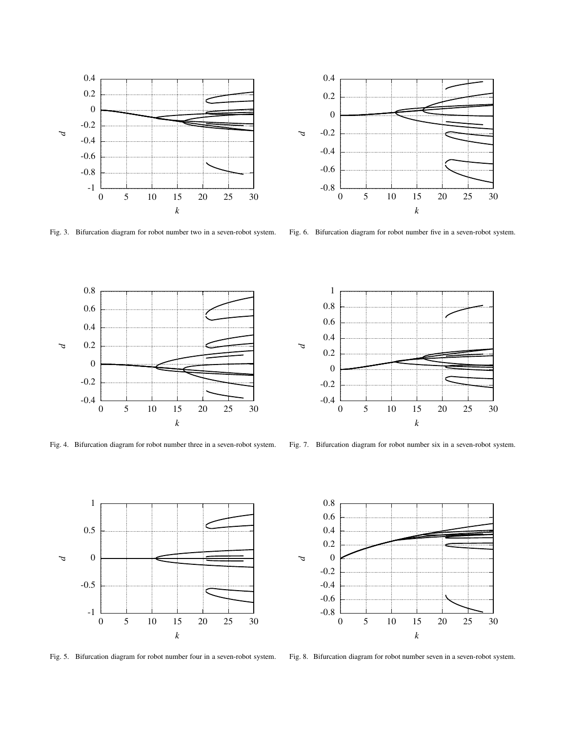0.4
0.2
0
-0.2
-0.4
-0.6
-0.8
-1
0 5 10 15 20 25 30
$d$
$k$

Fig. 3. Bifurcation diagram for robot number two in a seven-robot system.

0.8
0.6
0.4
0.2
0
-0.2
-0.4
0 5 10 15 20 25 30
$d$
$k$

Fig. 4. Bifurcation diagram for robot number three in a seven-robot system.

1
0.5
0
-0.5
-1
0 5 10 15 20 25 30
$d$
$k$

Fig. 5. Bifurcation diagram for robot number four in a seven-robot system.

0.4
0.2
0
-0.2
-0.4
-0.6
-0.8
0 5 10 15 20 25 30
$d$
$k$

Fig. 6. Bifurcation diagram for robot number five in a seven-robot system.

1
0.8
0.6
0.4
0.2
0
-0.2
-0.4
0 5 10 15 20 25 30
$d$
$k$

Fig. 7. Bifurcation diagram for robot number six in a seven-robot system.

0.8
0.6
0.4
0.2
0
-0.2
-0.4
-0.6
-0.8
0 5 10 15 20 25 30
$d$
$k$

Fig. 8. Bifurcation diagram for robot number seven in a seven-robot system.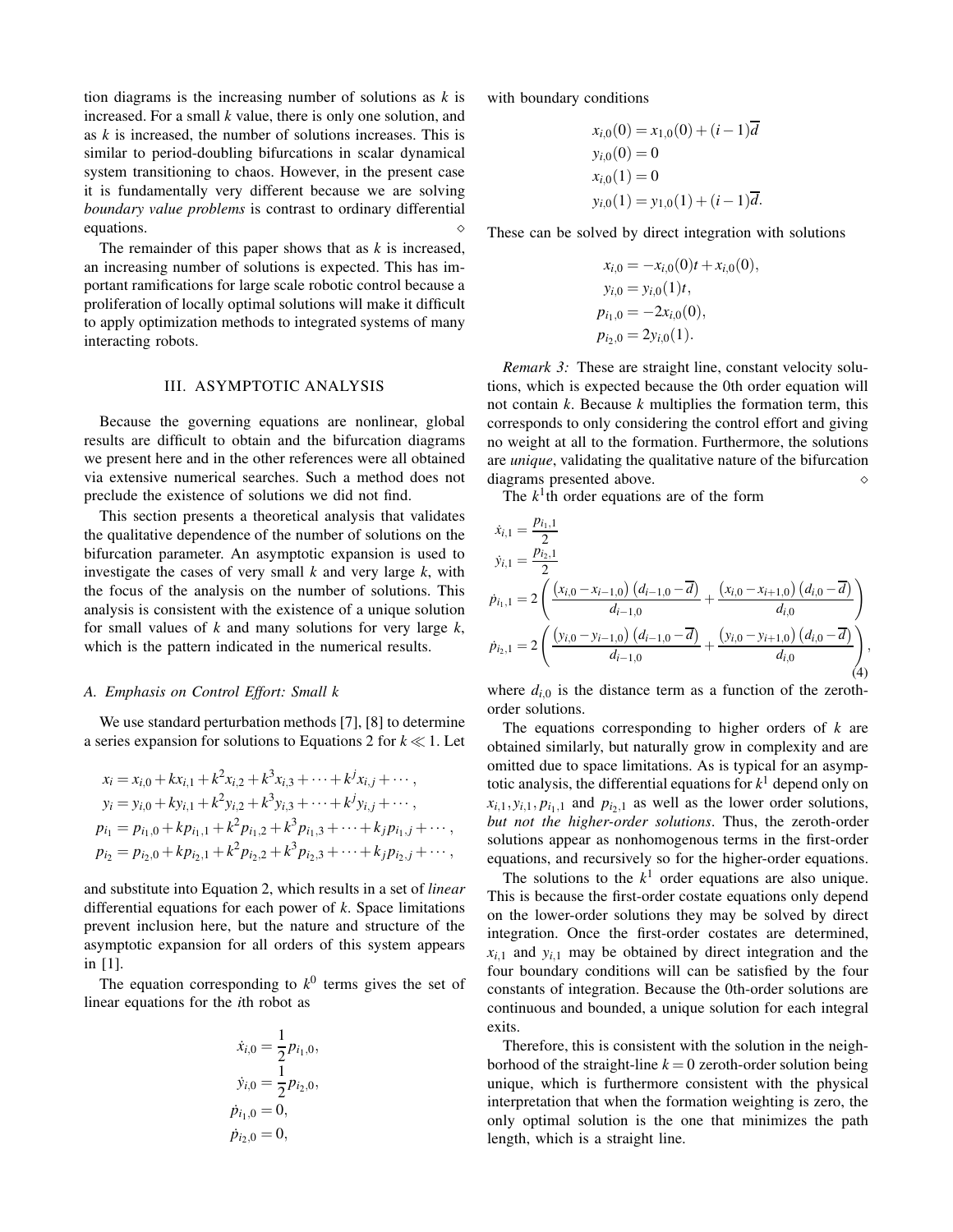tion diagrams is the increasing number of solutions as $k$ is increased. For a small $k$ value, there is only one solution, and as $k$ is increased, the number of solutions increases. This is similar to period-doubling bifurcations in scalar dynamical system transitioning to chaos. However, in the present case it is fundamentally very different because we are solving *boundary value problems* is contrast to ordinary differential equations. ⋄

The remainder of this paper shows that as $k$ is increased, an increasing number of solutions is expected. This has important ramifications for large scale robotic control because a proliferation of locally optimal solutions will make it difficult to apply optimization methods to integrated systems of many interacting robots.

## III. ASYMPTOTIC ANALYSIS

Because the governing equations are nonlinear, global results are difficult to obtain and the bifurcation diagrams we present here and in the other references were all obtained via extensive numerical searches. Such a method does not preclude the existence of solutions we did not find.

This section presents a theoretical analysis that validates the qualitative dependence of the number of solutions on the bifurcation parameter. An asymptotic expansion is used to investigate the cases of very small $k$ and very large $k$, with the focus of the analysis on the number of solutions. This analysis is consistent with the existence of a unique solution for small values of $k$ and many solutions for very large $k$, which is the pattern indicated in the numerical results.

### A. Emphasis on Control Effort: Small $k$

We use standard perturbation methods [7], [8] to determine a series expansion for solutions to Equations 2 for $k \ll 1$. Let

$$
\begin{aligned}
x_i &= x_{i,0} + kx_{i,1} + k^2 x_{i,2} + k^3 x_{i,3} + \cdots + k^j x_{i,j} + \cdots, \\
y_i &= y_{i,0} + ky_{i,1} + k^2 y_{i,2} + k^3 y_{i,3} + \cdots + k^j y_{i,j} + \cdots, \\
p_{i_1} &= p_{i_1,0} + kp_{i_1,1} + k^2 p_{i_1,2} + k^3 p_{i_1,3} + \cdots + k_j p_{i_1,j} + \cdots, \\
p_{i_2} &= p_{i_2,0} + kp_{i_2,1} + k^2 p_{i_2,2} + k^3 p_{i_2,3} + \cdots + k_j p_{i_2,j} + \cdots,
\end{aligned}
$$

and substitute into Equation 2, which results in a set of *linear* differential equations for each power of $k$. Space limitations prevent inclusion here, but the nature and structure of the asymptotic expansion for all orders of this system appears in [1].

The equation corresponding to $k^0$ terms gives the set of linear equations for the $i$th robot as

$$
\begin{aligned}
\dot{x}_{i,0} &= \frac{1}{2} p_{i_1,0}, \\
\dot{y}_{i,0} &= \frac{1}{2} p_{i_2,0}, \\
\dot{p}_{i_1,0} &= 0, \\
\dot{p}_{i_2,0} &= 0,
\end{aligned}
$$

with boundary conditions

$$
\begin{aligned}
x_{i,0}(0) &= x_{1,0}(0) + (i-1)\overline{d} \\
y_{i,0}(0) &= 0 \\
x_{i,0}(1) &= 0 \\
y_{i,0}(1) &= y_{1,0}(1) + (i-1)\overline{d}.
\end{aligned}
$$

These can be solved by direct integration with solutions

$$
\begin{aligned}
x_{i,0} &= -x_{i,0}(0)t + x_{i,0}(0), \\
y_{i,0} &= y_{i,0}(1)t, \\
p_{i_1,0} &= -2x_{i,0}(0), \\
p_{i_2,0} &= 2y_{i,0}(1).
\end{aligned}
$$

*Remark 3:* These are straight line, constant velocity solutions, which is expected because the 0th order equation will not contain $k$. Because $k$ multiplies the formation term, this corresponds to only considering the control effort and giving no weight at all to the formation. Furthermore, the solutions are *unique*, validating the qualitative nature of the bifurcation diagrams presented above. ⋄

The $k^1$th order equations are of the form

$$
\begin{aligned}
\dot{x}_{i,1} &= \frac{p_{i_1,1}}{2} \\
\dot{y}_{i,1} &= \frac{p_{i_2,1}}{2} \\
\dot{p}_{i_1,1} &= 2\left( \frac{(x_{i,0} - x_{i-1,0})\left(d_{i-1,0} - \overline{d}\right)}{d_{i-1,0}} + \frac{(x_{i,0} - x_{i+1,0})\left(d_{i,0} - \overline{d}\right)}{d_{i,0}} \right) \\
\dot{p}_{i_2,1} &= 2\left( \frac{(y_{i,0} - y_{i-1,0})\left(d_{i-1,0} - \overline{d}\right)}{d_{i-1,0}} + \frac{(y_{i,0} - y_{i+1,0})\left(d_{i,0} - \overline{d}\right)}{d_{i,0}} \right),
\end{aligned}
\tag{4}
$$

where $d_{i,0}$ is the distance term as a function of the zeroth-order solutions.

The equations corresponding to higher orders of $k$ are obtained similarly, but naturally grow in complexity and are omitted due to space limitations. As is typical for an asymptotic analysis, the differential equations for $k^1$ depend only on $x_{i,1}, y_{i,1}, p_{i_1,1}$ and $p_{i_2,1}$ as well as the lower order solutions, *but not the higher-order solutions*. Thus, the zeroth-order solutions appear as nonhomogenous terms in the first-order equations, and recursively so for the higher-order equations.

The solutions to the $k^1$ order equations are also unique. This is because the first-order costate equations only depend on the lower-order solutions they may be solved by direct integration. Once the first-order costates are determined, $x_{i,1}$ and $y_{i,1}$ may be obtained by direct integration and the four boundary conditions will can be satisfied by the four constants of integration. Because the 0th-order solutions are continuous and bounded, a unique solution for each integral exits.

Therefore, this is consistent with the solution in the neighborhood of the straight-line $k = 0$ zeroth-order solution being unique, which is furthermore consistent with the physical interpretation that when the formation weighting is zero, the only optimal solution is the one that minimizes the path length, which is a straight line.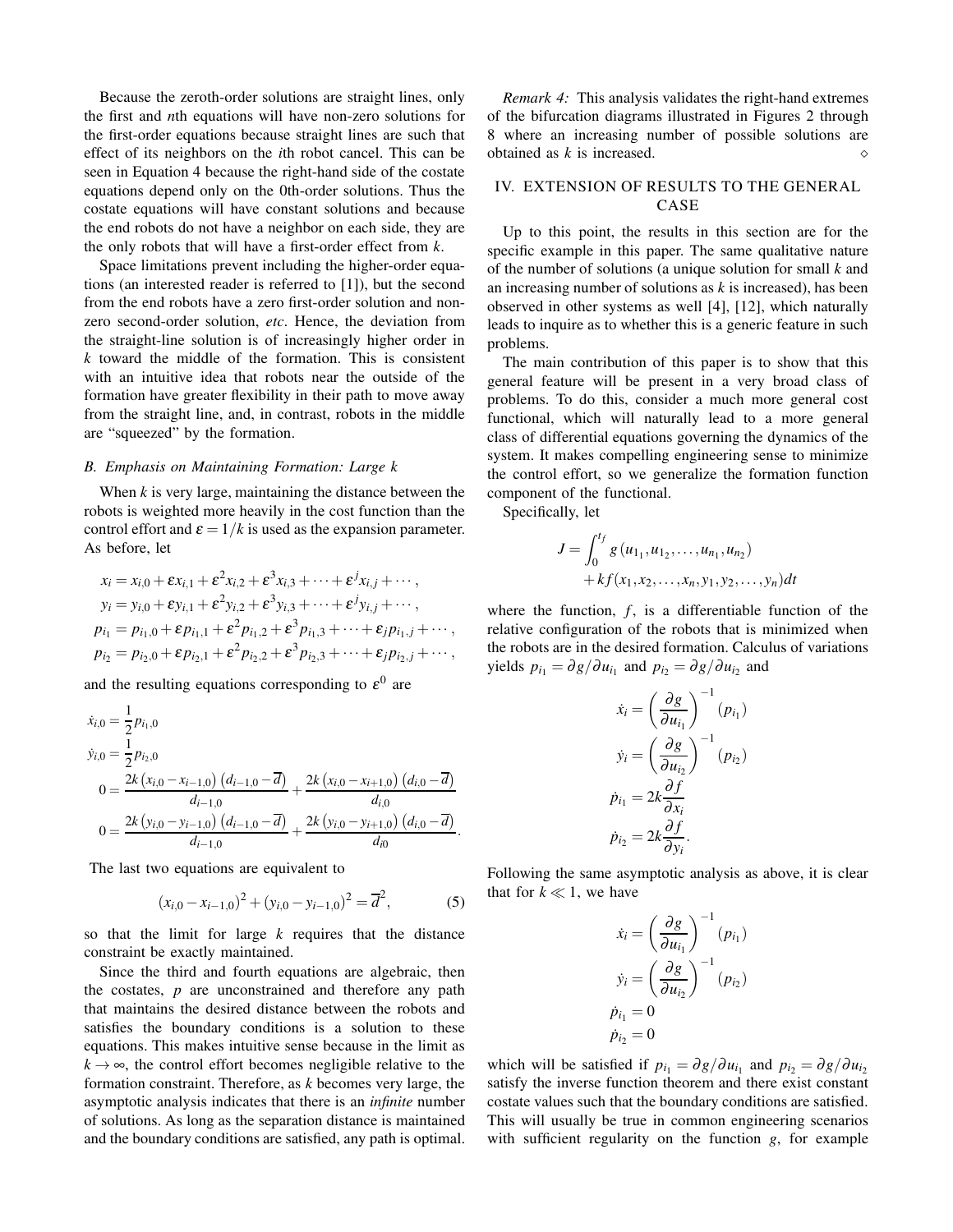Because the zeroth-order solutions are straight lines, only the first and $n$th equations will have non-zero solutions for the first-order equations because straight lines are such that effect of its neighbors on the $i$th robot cancel. This can be seen in Equation 4 because the right-hand side of the costate equations depend only on the 0th-order solutions. Thus the costate equations will have constant solutions and because the end robots do not have a neighbor on each side, they are the only robots that will have a first-order effect from $k$.

Space limitations prevent including the higher-order equations (an interested reader is referred to [1]), but the second from the end robots have a zero first-order solution and non-zero second-order solution, *etc*. Hence, the deviation from the straight-line solution is of increasingly higher order in $k$ toward the middle of the formation. This is consistent with an intuitive idea that robots near the outside of the formation have greater flexibility in their path to move away from the straight line, and, in contrast, robots in the middle are "squeezed" by the formation.

### B. Emphasis on Maintaining Formation: Large $k$

When $k$ is very large, maintaining the distance between the robots is weighted more heavily in the cost function than the control effort and $\varepsilon = 1/k$ is used as the expansion parameter. As before, let

$$
\begin{aligned}
x_i &= x_{i,0} + \varepsilon x_{i,1} + \varepsilon^2 x_{i,2} + \varepsilon^3 x_{i,3} + \cdots + \varepsilon^j x_{i,j} + \cdots, \\
y_i &= y_{i,0} + \varepsilon y_{i,1} + \varepsilon^2 y_{i,2} + \varepsilon^3 y_{i,3} + \cdots + \varepsilon^j y_{i,j} + \cdots, \\
p_{i_1} &= p_{i_1,0} + \varepsilon p_{i_1,1} + \varepsilon^2 p_{i_1,2} + \varepsilon^3 p_{i_1,3} + \cdots + \varepsilon_j p_{i_1,j} + \cdots, \\
p_{i_2} &= p_{i_2,0} + \varepsilon p_{i_2,1} + \varepsilon^2 p_{i_2,2} + \varepsilon^3 p_{i_2,3} + \cdots + \varepsilon_j p_{i_2,j} + \cdots,
\end{aligned}
$$

and the resulting equations corresponding to $\varepsilon^0$ are

$$
\begin{aligned}
\dot{x}_{i,0} &= \frac{1}{2} p_{i_1,0} \\
\dot{y}_{i,0} &= \frac{1}{2} p_{i_2,0} \\
0 &= \frac{2k\left(x_{i,0} - x_{i-1,0}\right)\left(d_{i-1,0} - \overline{d}\right)}{d_{i-1,0}} + \frac{2k\left(x_{i,0} - x_{i+1,0}\right)\left(d_{i,0} - \overline{d}\right)}{d_{i,0}} \\
0 &= \frac{2k\left(y_{i,0} - y_{i-1,0}\right)\left(d_{i-1,0} - \overline{d}\right)}{d_{i-1,0}} + \frac{2k\left(y_{i,0} - y_{i+1,0}\right)\left(d_{i,0} - \overline{d}\right)}{d_{i0}}.
\end{aligned}
$$

The last two equations are equivalent to

$$
(x_{i,0} - x_{i-1,0})^2 + (y_{i,0} - y_{i-1,0})^2 = \overline{d}^2, \tag{5}
$$

so that the limit for large $k$ requires that the distance constraint be exactly maintained.

Since the third and fourth equations are algebraic, then the costates, $p$ are unconstrained and therefore any path that maintains the desired distance between the robots and satisfies the boundary conditions is a solution to these equations. This makes intuitive sense because in the limit as $k \to \infty$, the control effort becomes negligible relative to the formation constraint. Therefore, as $k$ becomes very large, the asymptotic analysis indicates that there is an *infinite* number of solutions. As long as the separation distance is maintained and the boundary conditions are satisfied, any path is optimal.

*Remark 4:* This analysis validates the right-hand extremes of the bifurcation diagrams illustrated in Figures 2 through 8 where an increasing number of possible solutions are obtained as $k$ is increased. ◇

## IV. EXTENSION OF RESULTS TO THE GENERAL CASE

Up to this point, the results in this section are for the specific example in this paper. The same qualitative nature of the number of solutions (a unique solution for small $k$ and an increasing number of solutions as $k$ is increased), has been observed in other systems as well [4], [12], which naturally leads to inquire as to whether this is a generic feature in such problems.

The main contribution of this paper is to show that this general feature will be present in a very broad class of problems. To do this, consider a much more general cost functional, which will naturally lead to a more general class of differential equations governing the dynamics of the system. It makes compelling engineering sense to minimize the control effort, so we generalize the formation function component of the functional.

Specifically, let

$$
J = \int_0^{t_f} g\left(u_{1_1}, u_{1_2}, \ldots, u_{n_1}, u_{n_2}\right) + k f(x_1, x_2, \ldots, x_n, y_1, y_2, \ldots, y_n) dt
$$

where the function, $f$, is a differentiable function of the relative configuration of the robots that is minimized when the robots are in the desired formation. Calculus of variations yields $p_{i_1} = \partial g / \partial u_{i_1}$ and $p_{i_2} = \partial g / \partial u_{i_2}$ and

$$
\begin{aligned}
\dot{x}_i &= \left(\frac{\partial g}{\partial u_{i_1}}\right)^{-1} (p_{i_1}) \\
\dot{y}_i &= \left(\frac{\partial g}{\partial u_{i_2}}\right)^{-1} (p_{i_2}) \\
\dot{p}_{i_1} &= 2k \frac{\partial f}{\partial x_i} \\
\dot{p}_{i_2} &= 2k \frac{\partial f}{\partial y_i}.
\end{aligned}
$$

Following the same asymptotic analysis as above, it is clear that for $k \ll 1$, we have

$$
\begin{aligned}
\dot{x}_i &= \left(\frac{\partial g}{\partial u_{i_1}}\right)^{-1} (p_{i_1}) \\
\dot{y}_i &= \left(\frac{\partial g}{\partial u_{i_2}}\right)^{-1} (p_{i_2}) \\
\dot{p}_{i_1} &= 0 \\
\dot{p}_{i_2} &= 0
\end{aligned}
$$

which will be satisfied if $p_{i_1} = \partial g / \partial u_{i_1}$ and $p_{i_2} = \partial g / \partial u_{i_2}$ satisfy the inverse function theorem and there exist constant costate values such that the boundary conditions are satisfied. This will usually be true in common engineering scenarios with sufficient regularity on the function $g$, for example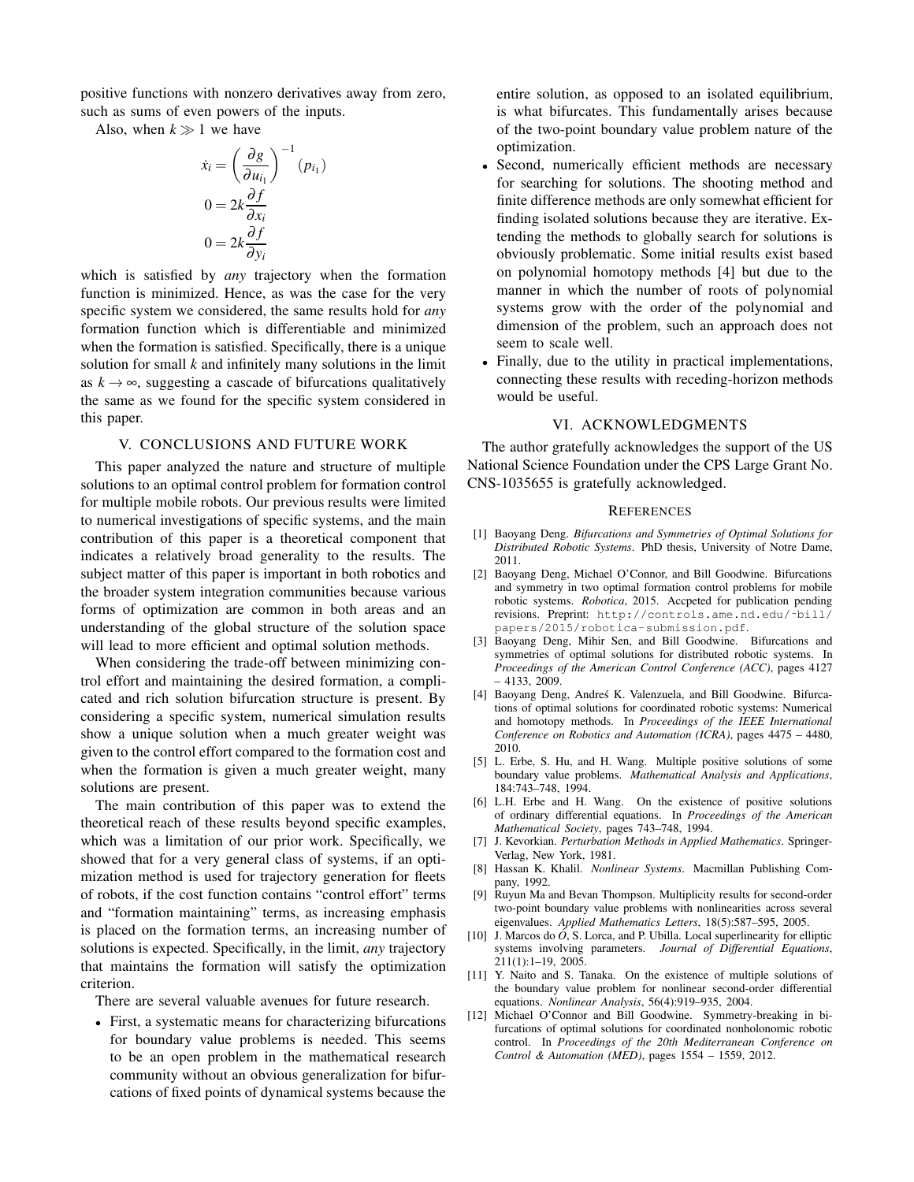positive functions with nonzero derivatives away from zero, such as sums of even powers of the inputs.

Also, when $k \gg 1$ we have

$$
\begin{aligned}
\dot{x}_i &= \left( \frac{\partial g}{\partial u_{i_1}} \right)^{-1} (p_{i_1}) \\
0 &= 2k \frac{\partial f}{\partial x_i} \\
0 &= 2k \frac{\partial f}{\partial y_i}
\end{aligned}
$$

which is satisfied by *any* trajectory when the formation function is minimized. Hence, as was the case for the very specific system we considered, the same results hold for *any* formation function which is differentiable and minimized when the formation is satisfied. Specifically, there is a unique solution for small $k$ and infinitely many solutions in the limit as $k \to \infty$, suggesting a cascade of bifurcations qualitatively the same as we found for the specific system considered in this paper.

## V. CONCLUSIONS AND FUTURE WORK

This paper analyzed the nature and structure of multiple solutions to an optimal control problem for formation control for multiple mobile robots. Our previous results were limited to numerical investigations of specific systems, and the main contribution of this paper is a theoretical component that indicates a relatively broad generality to the results. The subject matter of this paper is important in both robotics and the broader system integration communities because various forms of optimization are common in both areas and an understanding of the global structure of the solution space will lead to more efficient and optimal solution methods.

When considering the trade-off between minimizing control effort and maintaining the desired formation, a complicated and rich solution bifurcation structure is present. By considering a specific system, numerical simulation results show a unique solution when a much greater weight was given to the control effort compared to the formation cost and when the formation is given a much greater weight, many solutions are present.

The main contribution of this paper was to extend the theoretical reach of these results beyond specific examples, which was a limitation of our prior work. Specifically, we showed that for a very general class of systems, if an optimization method is used for trajectory generation for fleets of robots, if the cost function contains "control effort" terms and "formation maintaining" terms, as increasing emphasis is placed on the formation terms, an increasing number of solutions is expected. Specifically, in the limit, *any* trajectory that maintains the formation will satisfy the optimization criterion.

There are several valuable avenues for future research.

- First, a systematic means for characterizing bifurcations for boundary value problems is needed. This seems to be an open problem in the mathematical research community without an obvious generalization for bifurcations of fixed points of dynamical systems because the entire solution, as opposed to an isolated equilibrium, is what bifurcates. This fundamentally arises because of the two-point boundary value problem nature of the optimization.
- Second, numerically efficient methods are necessary for searching for solutions. The shooting method and finite difference methods are only somewhat efficient for finding isolated solutions because they are iterative. Extending the methods to globally search for solutions is obviously problematic. Some initial results exist based on polynomial homotopy methods [4] but due to the manner in which the number of roots of polynomial systems grow with the order of the polynomial and dimension of the problem, such an approach does not seem to scale well.
- Finally, due to the utility in practical implementations, connecting these results with receding-horizon methods would be useful.

## VI. ACKNOWLEDGMENTS

The author gratefully acknowledges the support of the US National Science Foundation under the CPS Large Grant No. CNS-1035655 is gratefully acknowledged.

## REFERENCES

[1] Baoyang Deng. *Bifurcations and Symmetries of Optimal Solutions for Distributed Robotic Systems*. PhD thesis, University of Notre Dame, 2011.

[2] Baoyang Deng, Michael O'Connor, and Bill Goodwine. Bifurcations and symmetry in two optimal formation control problems for mobile robotic systems. *Robotica*, 2015. Accpeted for publication pending revisions. Preprint: http://controls.ame.nd.edu/~bill/papers/2015/robotica-submission.pdf.

[3] Baoyang Deng, Mihir Sen, and Bill Goodwine. Bifurcations and symmetries of optimal solutions for distributed robotic systems. In *Proceedings of the American Control Conference (ACC)*, pages 4127 – 4133, 2009.

[4] Baoyang Deng, Andreś K. Valenzuela, and Bill Goodwine. Bifurcations of optimal solutions for coordinated robotic systems: Numerical and homotopy methods. In *Proceedings of the IEEE International Conference on Robotics and Automation (ICRA)*, pages 4475 – 4480, 2010.

[5] L. Erbe, S. Hu, and H. Wang. Multiple positive solutions of some boundary value problems. *Mathematical Analysis and Applications*, 184:743–748, 1994.

[6] L.H. Erbe and H. Wang. On the existence of positive solutions of ordinary differential equations. In *Proceedings of the American Mathematical Society*, pages 743–748, 1994.

[7] J. Kevorkian. *Perturbation Methods in Applied Mathematics*. Springer-Verlag, New York, 1981.

[8] Hassan K. Khalil. *Nonlinear Systems*. Macmillan Publishing Company, 1992.

[9] Ruyun Ma and Bevan Thompson. Multiplicity results for second-order two-point boundary value problems with nonlinearities across several eigenvalues. *Applied Mathematics Letters*, 18(5):587–595, 2005.

[10] J. Marcos do Ó, S. Lorca, and P. Ubilla. Local superlinearity for elliptic systems involving parameters. *Journal of Differential Equations*, 211(1):1–19, 2005.

[11] Y. Naito and S. Tanaka. On the existence of multiple solutions of the boundary value problem for nonlinear second-order differential equations. *Nonlinear Analysis*, 56(4):919–935, 2004.

[12] Michael O'Connor and Bill Goodwine. Symmetry-breaking in bifurcations of optimal solutions for coordinated nonholonomic robotic control. In *Proceedings of the 20th Mediterranean Conference on Control & Automation (MED)*, pages 1554 – 1559, 2012.